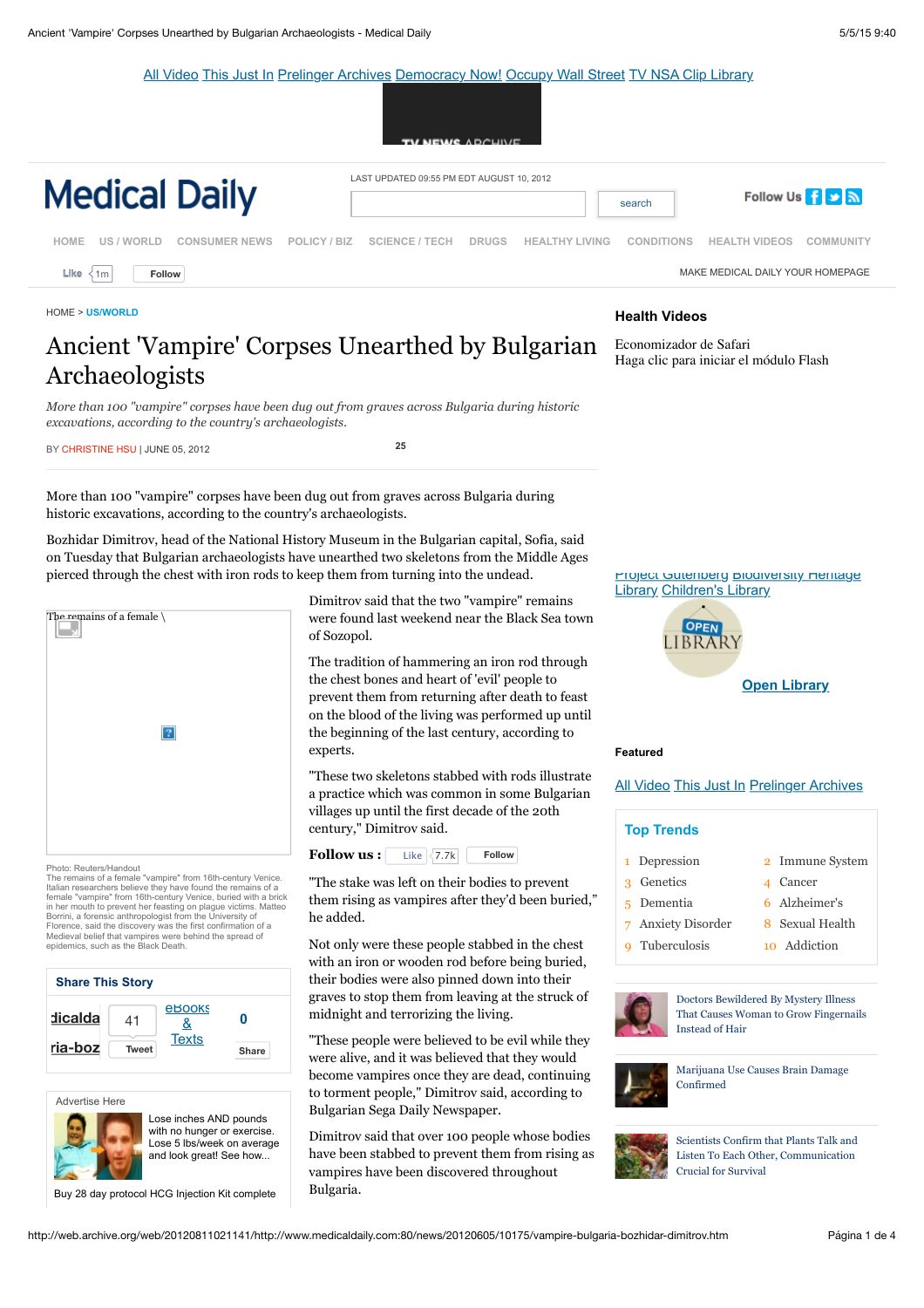# Ancient 'Vampire' Corpses Unearthed by Bulgarian Archaeologists

*More than 100 "vampire" corpses have been dug out from graves across Bulgaria during historic excavations, according to the country's archaeologists.*

BY CHRISTINE HSU | JUNE 05, 2012

More than 100 "vampire" corpses have been dug out from graves across Bulgaria during historic excavations, according to the country's archaeologists.

Bozhidar Dimitrov, head of the National History Museum in the Bulgarian capital, Sofia, said on Tuesday that Bulgarian archaeologists have unearthed two skeletons from the Middle Ages pierced through the chest with iron rods to keep them from turning into the undead.

Photo: Reuters/Handout
The remains of a female "vampire" from 16th-century Venice. Italian researchers believe they have found the remains of a female "vampire" from 16th-century Venice, buried with a brick in her mouth to prevent her feasting on plague victims. Matteo Borrini, a forensic anthropologist from the University of Florence, said the discovery was the first confirmation of a Medieval belief that vampires were behind the spread of epidemics, such as the Black Death.

Dimitrov said that the two "vampire" remains were found last weekend near the Black Sea town of Sozopol.

The tradition of hammering an iron rod through the chest bones and heart of 'evil' people to prevent them from returning after death to feast on the blood of the living was performed up until the beginning of the last century, according to experts.

"These two skeletons stabbed with rods illustrate a practice which was common in some Bulgarian villages up until the first decade of the 20th century," Dimitrov said.

"The stake was left on their bodies to prevent them rising as vampires after they'd been buried," he added.

Not only were these people stabbed in the chest with an iron or wooden rod before being buried, their bodies were also pinned down into their graves to stop them from leaving at the struck of midnight and terrorizing the living.

"These people were believed to be evil while they were alive, and it was believed that they would become vampires once they are dead, continuing to torment people," Dimitrov said, according to Bulgarian Sega Daily Newspaper.

Dimitrov said that over 100 people whose bodies have been stabbed to prevent them from rising as vampires have been discovered throughout Bulgaria.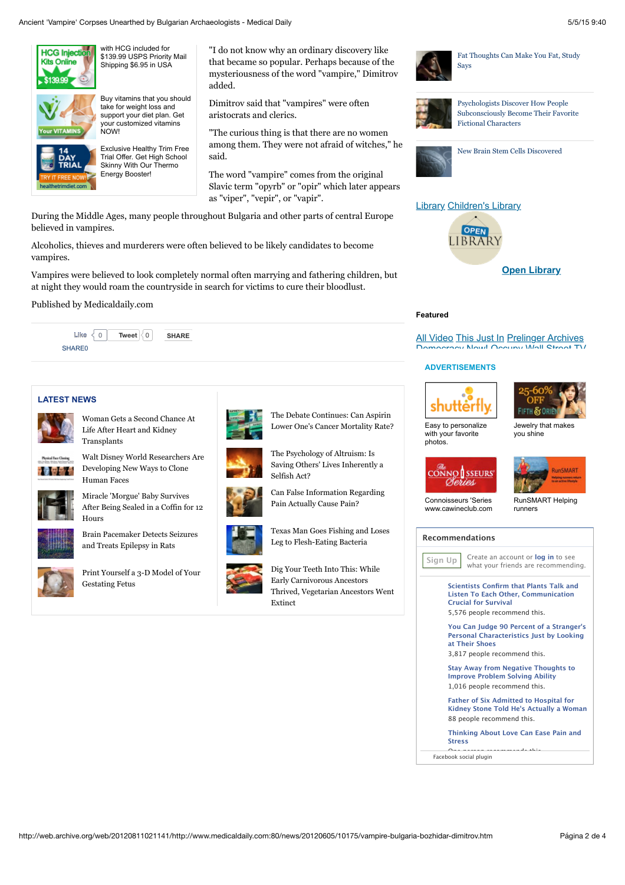"I do not know why an ordinary discovery like that became so popular. Perhaps because of the mysteriousness of the word "vampire," Dimitrov added.

Dimitrov said that "vampires" were often aristocrats and clerics.

"The curious thing is that there are no women among them. They were not afraid of witches," he said.

The word "vampire" comes from the original Slavic term "opyrb" or "opir" which later appears as "viper", "vepir", or "vapir".

During the Middle Ages, many people throughout Bulgaria and other parts of central Europe believed in vampires.

Alcoholics, thieves and murderers were often believed to be likely candidates to become vampires.

Vampires were believed to look completely normal often marrying and fathering children, but at night they would roam the countryside in search for victims to cure their bloodlust.

Published by Medicaldaily.com

Like 0 Tweet 0 SHARE

SHARE0

## LATEST NEWS

- Woman Gets a Second Chance At Life After Heart and Kidney Transplants
- Walt Disney World Researchers Are Developing New Ways to Clone Human Faces
- Miracle 'Morgue' Baby Survives After Being Sealed in a Coffin for 12 Hours
- Brain Pacemaker Detects Seizures and Treats Epilepsy in Rats
- Print Yourself a 3-D Model of Your Gestating Fetus
- The Debate Continues: Can Aspirin Lower One's Cancer Mortality Rate?
- The Psychology of Altruism: Is Saving Others' Lives Inherently a Selfish Act?
- Can False Information Regarding Pain Actually Cause Pain?
- Texas Man Goes Fishing and Loses Leg to Flesh-Eating Bacteria
- Dig Your Teeth Into This: While Early Carnivorous Ancestors Thrived, Vegetarian Ancestors Went Extinct

---

- Fat Thoughts Can Make You Fat, Study Says
- Psychologists Discover How People Subconsciously Become Their Favorite Fictional Characters
- New Brain Stem Cells Discovered

Library Children's Library

Open Library

**Featured**

All Video This Just In Prelinger Archives

## Recommendations

Sign Up Create an account or log in to see what your friends are recommending.

- Scientists Confirm that Plants Talk and Listen To Each Other, Communication Crucial for Survival
  5,576 people recommend this.
- You Can Judge 90 Percent of a Stranger's Personal Characteristics Just by Looking at Their Shoes
  3,817 people recommend this.
- Stay Away from Negative Thoughts to Improve Problem Solving Ability
  1,016 people recommend this.
- Father of Six Admitted to Hospital for Kidney Stone Told He's Actually a Woman
  88 people recommend this.
- Thinking About Love Can Ease Pain and Stress

Facebook social plugin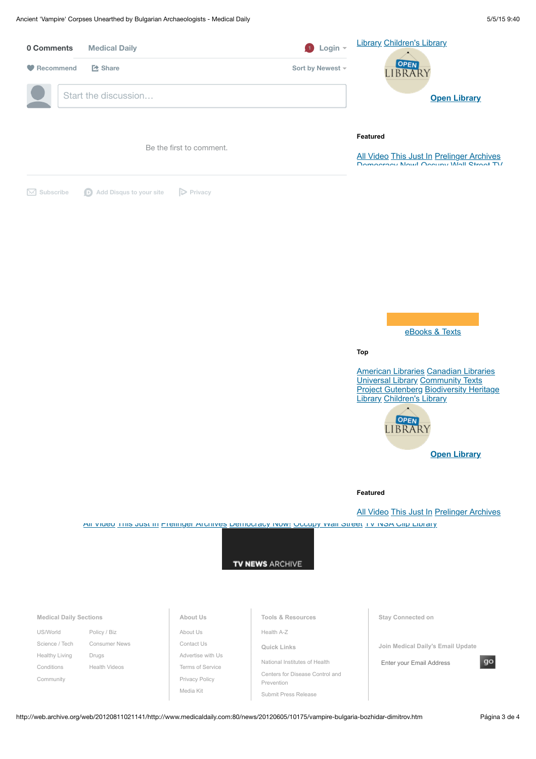0 Comments Medical Daily Login

Recommend Share Sort by Newest

Start the discussion…

Be the first to comment.

Subscribe Add Disqus to your site Privacy

Library Children's Library

OPEN LIBRARY

**Open Library**

**Featured**

All Video This Just In Prelinger Archives Democracy Now! Occupy Wall Street TV

eBooks & Texts

**Top**

American Libraries Canadian Libraries Universal Library Community Texts Project Gutenberg Biodiversity Heritage Library Children's Library

OPEN LIBRARY

**Open Library**

**Featured**

All Video This Just In Prelinger Archives

All Video This Just In Prelinger Archives Democracy Now! Occupy Wall Street TV NSA Clip Library

TV NEWS ARCHIVE

**Medical Daily Sections**

- US/World
- Policy / Biz
- Science / Tech
- Consumer News
- Healthy Living
- Drugs
- Conditions
- Health Videos
- Community

**About Us**

- About Us
- Contact Us
- Advertise with Us
- Terms of Service
- Privacy Policy
- Media Kit

**Tools & Resources**

- Health A-Z

**Quick Links**

- National Institutes of Health
- Centers for Disease Control and Prevention
- Submit Press Release

**Stay Connected on**

**Join Medical Daily's Email Update**

Enter your Email Address go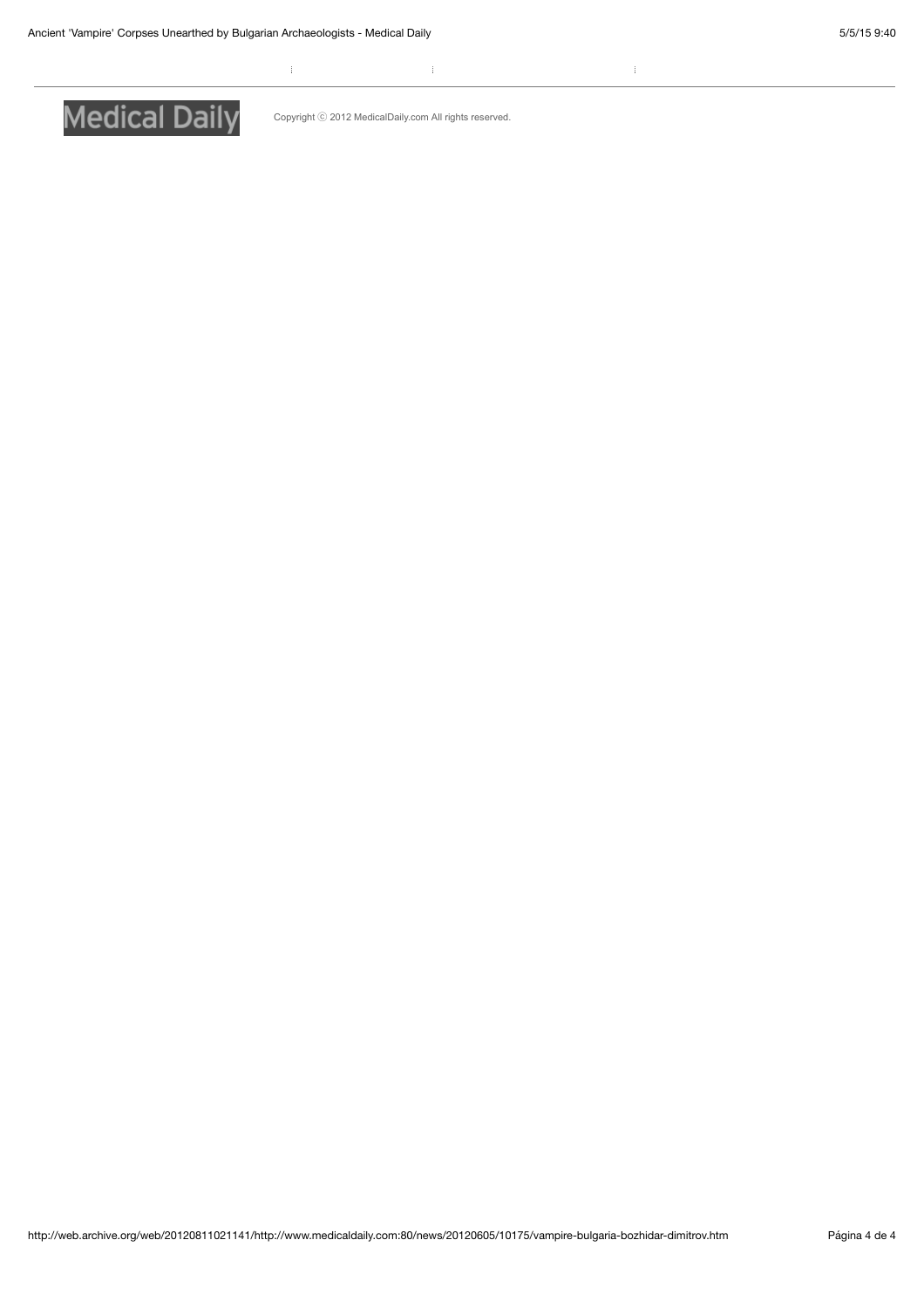Medical Daily

Copyright ⓒ 2012 MedicalDaily.com All rights reserved.